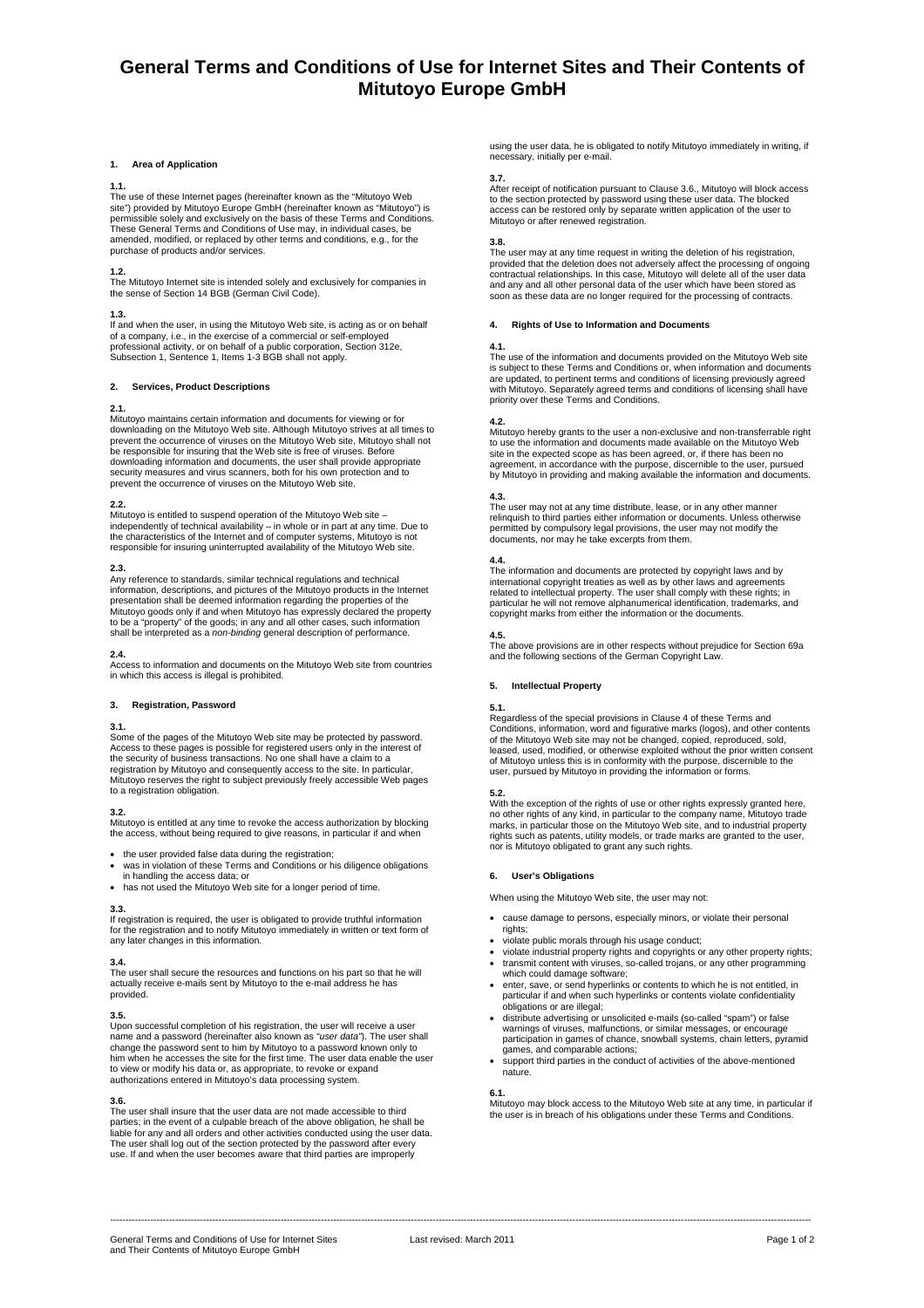# General Terms and Conditions of Use for Internet Sites and Their Contents of Mitutoyo Europe GmbH

## 1. Area of Application

**1.1.**
The use of these Internet pages (hereinafter known as the "Mitutoyo Web site") provided by Mitutoyo Europe GmbH (hereinafter known as "Mitutoyo") is permissible solely and exclusively on the basis of these Terms and Conditions. These General Terms and Conditions of Use may, in individual cases, be amended, modified, or replaced by other terms and conditions, e.g., for the purchase of products and/or services.

**1.2.**
The Mitutoyo Internet site is intended solely and exclusively for companies in the sense of Section 14 BGB (German Civil Code).

**1.3.**
If and when the user, in using the Mitutoyo Web site, is acting as or on behalf of a company, i.e., in the exercise of a commercial or self-employed professional activity, or on behalf of a public corporation, Section 312e, Subsection 1, Sentence 1, Items 1-3 BGB shall not apply.

## 2. Services, Product Descriptions

**2.1.**
Mitutoyo maintains certain information and documents for viewing or for downloading on the Mitutoyo Web site. Although Mitutoyo strives at all times to prevent the occurrence of viruses on the Mitutoyo Web site, Mitutoyo shall not be responsible for insuring that the Web site is free of viruses. Before downloading information and documents, the user shall provide appropriate security measures and virus scanners, both for his own protection and to prevent the occurrence of viruses on the Mitutoyo Web site.

**2.2.**
Mitutoyo is entitled to suspend operation of the Mitutoyo Web site – independently of technical availability – in whole or in part at any time. Due to the characteristics of the Internet and of computer systems, Mitutoyo is not responsible for insuring uninterrupted availability of the Mitutoyo Web site.

**2.3.**
Any reference to standards, similar technical regulations and technical information, descriptions, and pictures of the Mitutoyo products in the Internet presentation shall be deemed information regarding the properties of the Mitutoyo goods only if and when Mitutoyo has expressly declared the property to be a "property" of the goods; in any and all other cases, such information shall be interpreted as a *non-binding* general description of performance.

**2.4.**
Access to information and documents on the Mitutoyo Web site from countries in which this access is illegal is prohibited.

## 3. Registration, Password

**3.1.**
Some of the pages of the Mitutoyo Web site may be protected by password. Access to these pages is possible for registered users only in the interest of the security of business transactions. No one shall have a claim to a registration by Mitutoyo and consequently access to the site. In particular, Mitutoyo reserves the right to subject previously freely accessible Web pages to a registration obligation.

**3.2.**
Mitutoyo is entitled at any time to revoke the access authorization by blocking the access, without being required to give reasons, in particular if and when

- the user provided false data during the registration;
- was in violation of these Terms and Conditions or his diligence obligations in handling the access data; or
- has not used the Mitutoyo Web site for a longer period of time.

**3.3.**
If registration is required, the user is obligated to provide truthful information for the registration and to notify Mitutoyo immediately in written or text form of any later changes in this information.

**3.4.**
The user shall secure the resources and functions on his part so that he will actually receive e-mails sent by Mitutoyo to the e-mail address he has provided.

**3.5.**
Upon successful completion of his registration, the user will receive a user name and a password (hereinafter also known as *"user data"*). The user shall change the password sent to him by Mitutoyo to a password known only to him when he accesses the site for the first time. The user data enable the user to view or modify his data or, as appropriate, to revoke or expand authorizations entered in Mitutoyo's data processing system.

**3.6.**
The user shall insure that the user data are not made accessible to third parties; in the event of a culpable breach of the above obligation, he shall be liable for any and all orders and other activities conducted using the user data. The user shall log out of the section protected by the password after every use. If and when the user becomes aware that third parties are improperly using the user data, he is obligated to notify Mitutoyo immediately in writing, if necessary, initially per e-mail.

**3.7.**
After receipt of notification pursuant to Clause 3.6., Mitutoyo will block access to the section protected by password using these user data. The blocked access can be restored only by separate written application of the user to Mitutoyo or after renewed registration.

**3.8.**
The user may at any time request in writing the deletion of his registration, provided that the deletion does not adversely affect the processing of ongoing contractual relationships. In this case, Mitutoyo will delete all of the user data and any and all other personal data of the user which have been stored as soon as these data are no longer required for the processing of contracts.

## 4. Rights of Use to Information and Documents

**4.1.**
The use of the information and documents provided on the Mitutoyo Web site is subject to these Terms and Conditions or, when information and documents are updated, to pertinent terms and conditions of licensing previously agreed with Mitutoyo. Separately agreed terms and conditions of licensing shall have priority over these Terms and Conditions.

**4.2.**
Mitutoyo hereby grants to the user a non-exclusive and non-transferrable right to use the information and documents made available on the Mitutoyo Web site in the expected scope as has been agreed, or, if there has been no agreement, in accordance with the purpose, discernible to the user, pursued by Mitutoyo in providing and making available the information and documents.

**4.3.**
The user may not at any time distribute, lease, or in any other manner relinquish to third parties either information or documents. Unless otherwise permitted by compulsory legal provisions, the user may not modify the documents, nor may he take excerpts from them.

**4.4.**
The information and documents are protected by copyright laws and by international copyright treaties as well as by other laws and agreements related to intellectual property. The user shall comply with these rights; in particular he will not remove alphanumerical identification, trademarks, and copyright marks from either the information or the documents.

**4.5.**
The above provisions are in other respects without prejudice for Section 69a and the following sections of the German Copyright Law.

## 5. Intellectual Property

**5.1.**
Regardless of the special provisions in Clause 4 of these Terms and Conditions, information, word and figurative marks (logos), and other contents of the Mitutoyo Web site may not be changed, copied, reproduced, sold, leased, used, modified, or otherwise exploited without the prior written consent of Mitutoyo unless this is in conformity with the purpose, discernible to the user, pursued by Mitutoyo in providing the information or forms.

**5.2.**
With the exception of the rights of use or other rights expressly granted here, no other rights of any kind, in particular to the company name, Mitutoyo trade marks, in particular those on the Mitutoyo Web site, and to industrial property rights such as patents, utility models, or trade marks are granted to the user, nor is Mitutoyo obligated to grant any such rights.

## 6. User's Obligations

When using the Mitutoyo Web site, the user may not:

- cause damage to persons, especially minors, or violate their personal rights;
- violate public morals through his usage conduct;
- violate industrial property rights and copyrights or any other property rights;
- transmit content with viruses, so-called trojans, or any other programming which could damage software;
- enter, save, or send hyperlinks or contents to which he is not entitled, in particular if and when such hyperlinks or contents violate confidentiality obligations or are illegal;
- distribute advertising or unsolicited e-mails (so-called "spam") or false warnings of viruses, malfunctions, or similar messages, or encourage participation in games of chance, snowball systems, chain letters, pyramid games, and comparable actions;
- support third parties in the conduct of activities of the above-mentioned nature.

**6.1.**
Mitutoyo may block access to the Mitutoyo Web site at any time, in particular if the user is in breach of his obligations under these Terms and Conditions.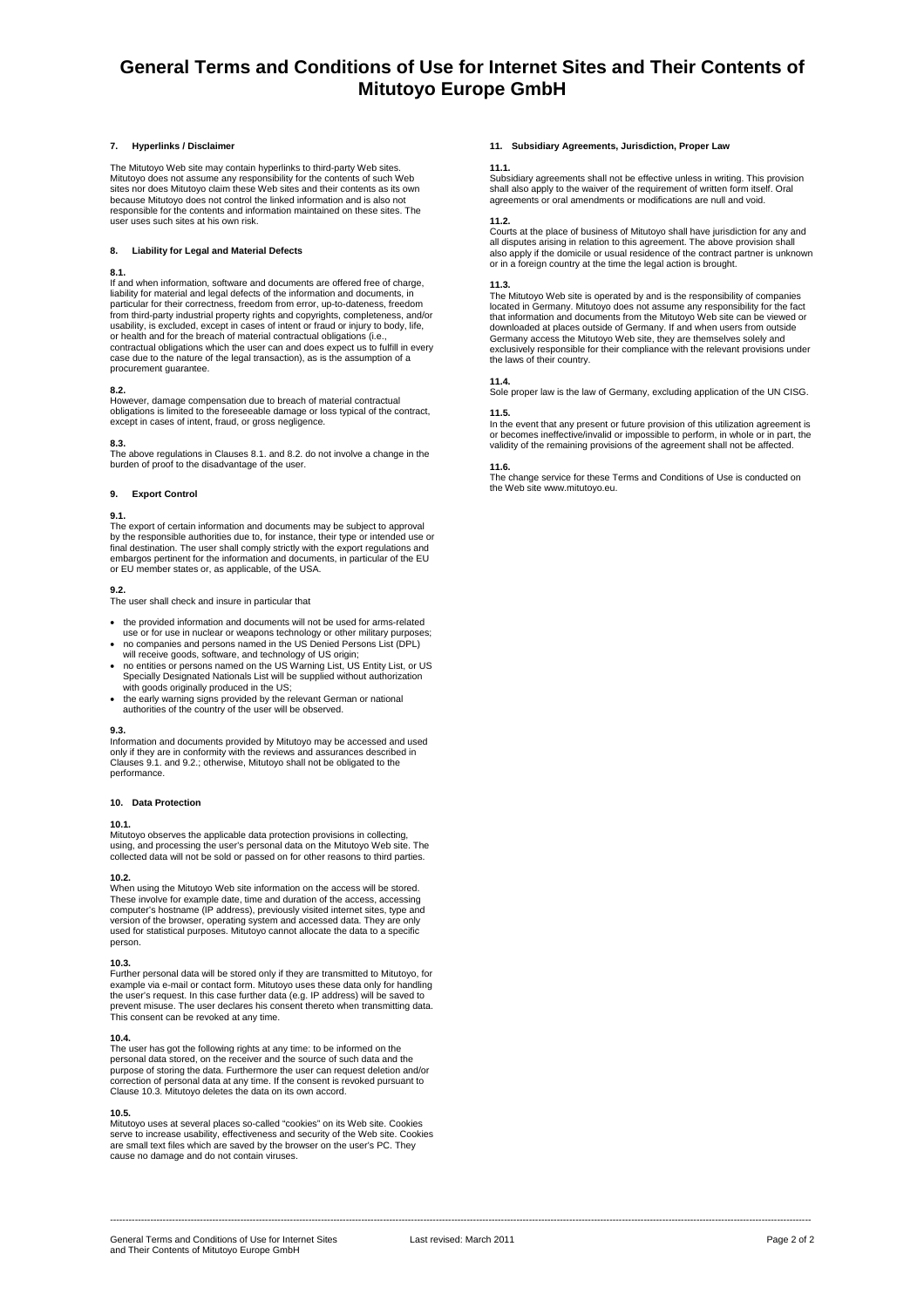# General Terms and Conditions of Use for Internet Sites and Their Contents of Mitutoyo Europe GmbH

## 7. Hyperlinks / Disclaimer

The Mitutoyo Web site may contain hyperlinks to third-party Web sites. Mitutoyo does not assume any responsibility for the contents of such Web sites nor does Mitutoyo claim these Web sites and their contents as its own because Mitutoyo does not control the linked information and is also not responsible for the contents and information maintained on these sites. The user uses such sites at his own risk.

## 8. Liability for Legal and Material Defects

**8.1.**
If and when information, software and documents are offered free of charge, liability for material and legal defects of the information and documents, in particular for their correctness, freedom from error, up-to-dateness, freedom from third-party industrial property rights and copyrights, completeness, and/or usability, is excluded, except in cases of intent or fraud or injury to body, life, or health and for the breach of material contractual obligations (i.e., contractual obligations which the user can and does expect us to fulfill in every case due to the nature of the legal transaction), as is the assumption of a procurement guarantee.

**8.2.**
However, damage compensation due to breach of material contractual obligations is limited to the foreseeable damage or loss typical of the contract, except in cases of intent, fraud, or gross negligence.

**8.3.**
The above regulations in Clauses 8.1. and 8.2. do not involve a change in the burden of proof to the disadvantage of the user.

## 9. Export Control

**9.1.**
The export of certain information and documents may be subject to approval by the responsible authorities due to, for instance, their type or intended use or final destination. The user shall comply strictly with the export regulations and embargos pertinent for the information and documents, in particular of the EU or EU member states or, as applicable, of the USA.

**9.2.**
The user shall check and insure in particular that

- the provided information and documents will not be used for arms-related use or for use in nuclear or weapons technology or other military purposes;
- no companies and persons named in the US Denied Persons List (DPL) will receive goods, software, and technology of US origin;
- no entities or persons named on the US Warning List, US Entity List, or US Specially Designated Nationals List will be supplied without authorization with goods originally produced in the US;
- the early warning signs provided by the relevant German or national authorities of the country of the user will be observed.

**9.3.**
Information and documents provided by Mitutoyo may be accessed and used only if they are in conformity with the reviews and assurances described in Clauses 9.1. and 9.2.; otherwise, Mitutoyo shall not be obligated to the performance.

## 10. Data Protection

**10.1.**
Mitutoyo observes the applicable data protection provisions in collecting, using, and processing the user's personal data on the Mitutoyo Web site. The collected data will not be sold or passed on for other reasons to third parties.

**10.2.**
When using the Mitutoyo Web site information on the access will be stored. These involve for example date, time and duration of the access, accessing computer's hostname (IP address), previously visited internet sites, type and version of the browser, operating system and accessed data. They are only used for statistical purposes. Mitutoyo cannot allocate the data to a specific person.

**10.3.**
Further personal data will be stored only if they are transmitted to Mitutoyo, for example via e-mail or contact form. Mitutoyo uses these data only for handling the user's request. In this case further data (e.g. IP address) will be saved to prevent misuse. The user declares his consent thereto when transmitting data. This consent can be revoked at any time.

**10.4.**
The user has got the following rights at any time: to be informed on the personal data stored, on the receiver and the source of such data and the purpose of storing the data. Furthermore the user can request deletion and/or correction of personal data at any time. If the consent is revoked pursuant to Clause 10.3. Mitutoyo deletes the data on its own accord.

**10.5.**
Mitutoyo uses at several places so-called "cookies" on its Web site. Cookies serve to increase usability, effectiveness and security of the Web site. Cookies are small text files which are saved by the browser on the user's PC. They cause no damage and do not contain viruses.

## 11. Subsidiary Agreements, Jurisdiction, Proper Law

**11.1.**
Subsidiary agreements shall not be effective unless in writing. This provision shall also apply to the waiver of the requirement of written form itself. Oral agreements or oral amendments or modifications are null and void.

**11.2.**
Courts at the place of business of Mitutoyo shall have jurisdiction for any and all disputes arising in relation to this agreement. The above provision shall also apply if the domicile or usual residence of the contract partner is unknown or in a foreign country at the time the legal action is brought.

**11.3.**
The Mitutoyo Web site is operated by and is the responsibility of companies located in Germany. Mitutoyo does not assume any responsibility for the fact that information and documents from the Mitutoyo Web site can be viewed or downloaded at places outside of Germany. If and when users from outside Germany access the Mitutoyo Web site, they are themselves solely and exclusively responsible for their compliance with the relevant provisions under the laws of their country.

**11.4.**
Sole proper law is the law of Germany, excluding application of the UN CISG.

**11.5.**
In the event that any present or future provision of this utilization agreement is or becomes ineffective/invalid or impossible to perform, in whole or in part, the validity of the remaining provisions of the agreement shall not be affected.

**11.6.**
The change service for these Terms and Conditions of Use is conducted on the Web site www.mitutoyo.eu.

Last revised: March 2011